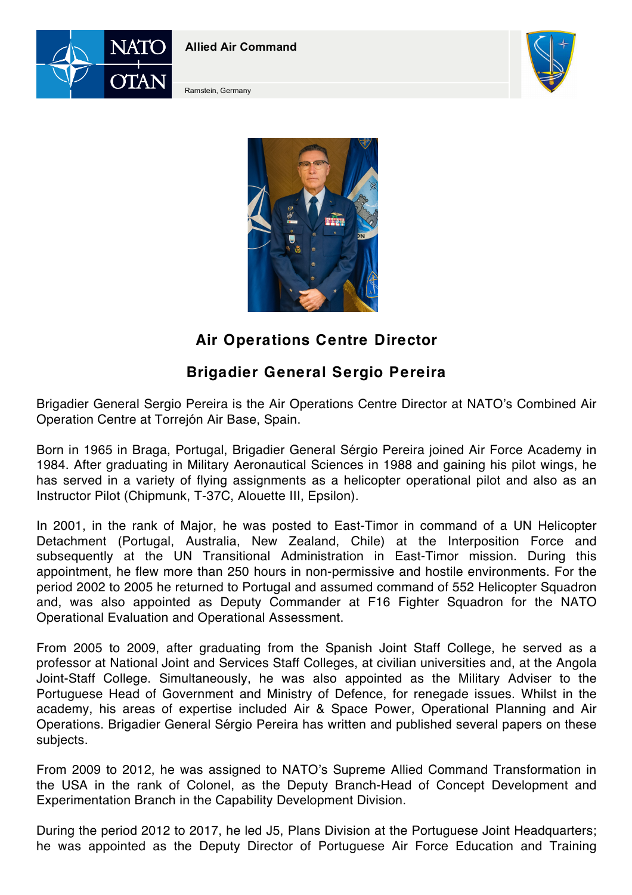NATO OTAN

**Allied Air Command**

Ramstein, Germany

## Air Operations Centre Director

## Brigadier General Sergio Pereira

Brigadier General Sergio Pereira is the Air Operations Centre Director at NATO's Combined Air Operation Centre at Torrejón Air Base, Spain.

Born in 1965 in Braga, Portugal, Brigadier General Sérgio Pereira joined Air Force Academy in 1984. After graduating in Military Aeronautical Sciences in 1988 and gaining his pilot wings, he has served in a variety of flying assignments as a helicopter operational pilot and also as an Instructor Pilot (Chipmunk, T-37C, Alouette III, Epsilon).

In 2001, in the rank of Major, he was posted to East-Timor in command of a UN Helicopter Detachment (Portugal, Australia, New Zealand, Chile) at the Interposition Force and subsequently at the UN Transitional Administration in East-Timor mission. During this appointment, he flew more than 250 hours in non-permissive and hostile environments. For the period 2002 to 2005 he returned to Portugal and assumed command of 552 Helicopter Squadron and, was also appointed as Deputy Commander at F16 Fighter Squadron for the NATO Operational Evaluation and Operational Assessment.

From 2005 to 2009, after graduating from the Spanish Joint Staff College, he served as a professor at National Joint and Services Staff Colleges, at civilian universities and, at the Angola Joint-Staff College. Simultaneously, he was also appointed as the Military Adviser to the Portuguese Head of Government and Ministry of Defence, for renegade issues. Whilst in the academy, his areas of expertise included Air & Space Power, Operational Planning and Air Operations. Brigadier General Sérgio Pereira has written and published several papers on these subjects.

From 2009 to 2012, he was assigned to NATO's Supreme Allied Command Transformation in the USA in the rank of Colonel, as the Deputy Branch-Head of Concept Development and Experimentation Branch in the Capability Development Division.

During the period 2012 to 2017, he led J5, Plans Division at the Portuguese Joint Headquarters; he was appointed as the Deputy Director of Portuguese Air Force Education and Training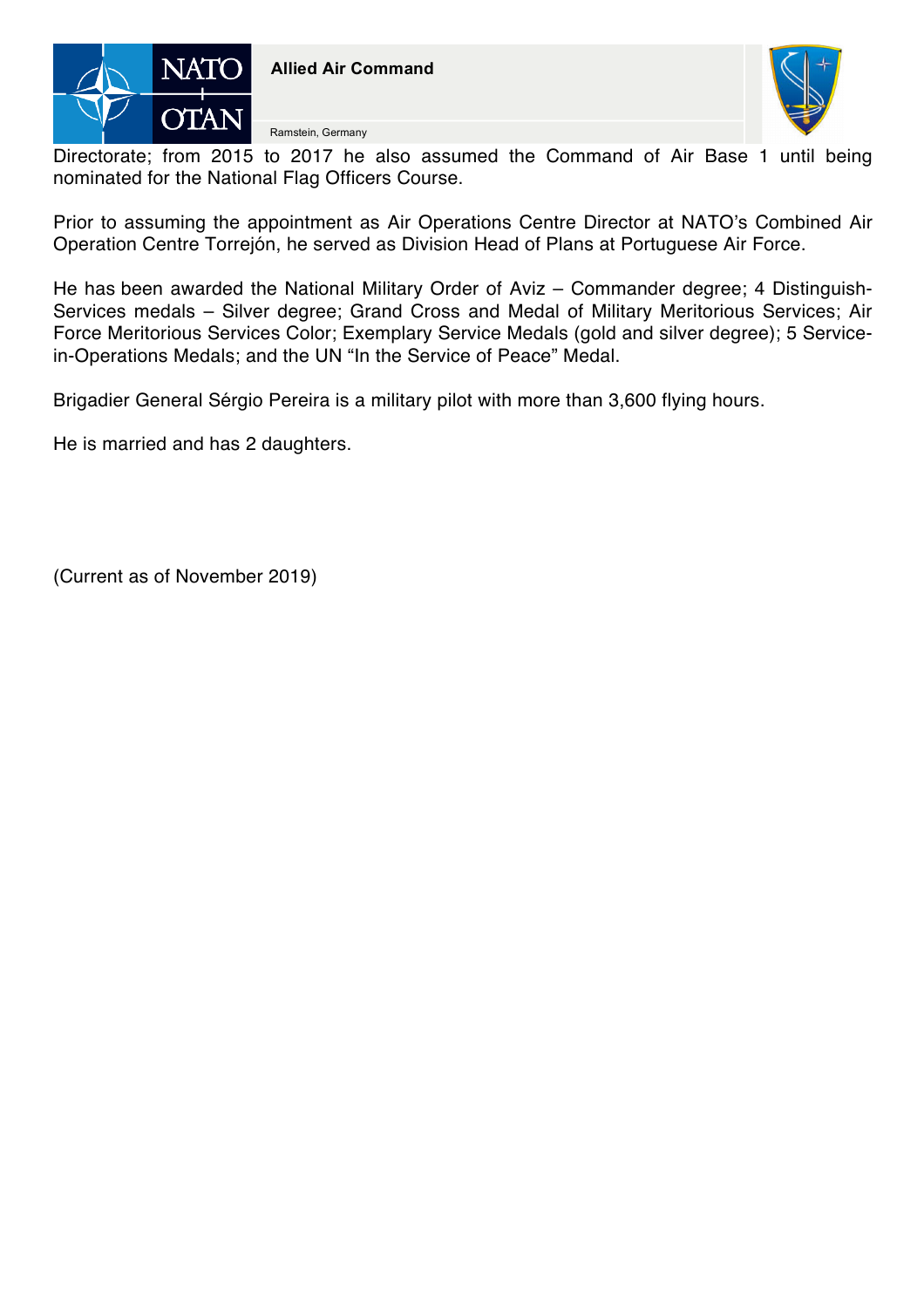Directorate; from 2015 to 2017 he also assumed the Command of Air Base 1 until being nominated for the National Flag Officers Course.

Prior to assuming the appointment as Air Operations Centre Director at NATO's Combined Air Operation Centre Torrejón, he served as Division Head of Plans at Portuguese Air Force.

He has been awarded the National Military Order of Aviz – Commander degree; 4 Distinguish-Services medals – Silver degree; Grand Cross and Medal of Military Meritorious Services; Air Force Meritorious Services Color; Exemplary Service Medals (gold and silver degree); 5 Service-in-Operations Medals; and the UN "In the Service of Peace" Medal.

Brigadier General Sérgio Pereira is a military pilot with more than 3,600 flying hours.

He is married and has 2 daughters.

(Current as of November 2019)